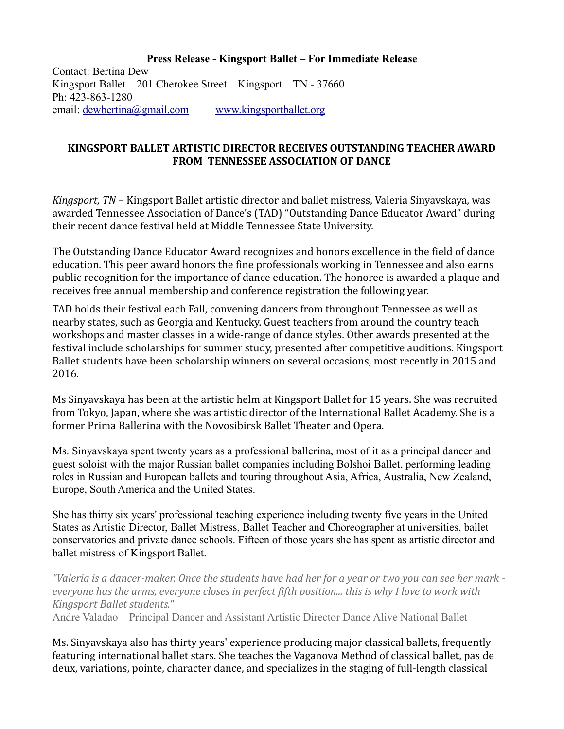**Press Release - Kingsport Ballet – For Immediate Release**

Contact: Bertina Dew
Kingsport Ballet – 201 Cherokee Street – Kingsport – TN - 37660
Ph: 423-863-1280
email: dewbertina@gmail.com    www.kingsportballet.org

## KINGSPORT BALLET ARTISTIC DIRECTOR RECEIVES OUTSTANDING TEACHER AWARD FROM TENNESSEE ASSOCIATION OF DANCE

*Kingsport, TN* – Kingsport Ballet artistic director and ballet mistress, Valeria Sinyavskaya, was awarded Tennessee Association of Dance's (TAD) "Outstanding Dance Educator Award" during their recent dance festival held at Middle Tennessee State University.

The Outstanding Dance Educator Award recognizes and honors excellence in the field of dance education. This peer award honors the fine professionals working in Tennessee and also earns public recognition for the importance of dance education. The honoree is awarded a plaque and receives free annual membership and conference registration the following year.

TAD holds their festival each Fall, convening dancers from throughout Tennessee as well as nearby states, such as Georgia and Kentucky. Guest teachers from around the country teach workshops and master classes in a wide-range of dance styles. Other awards presented at the festival include scholarships for summer study, presented after competitive auditions. Kingsport Ballet students have been scholarship winners on several occasions, most recently in 2015 and 2016.

Ms Sinyavskaya has been at the artistic helm at Kingsport Ballet for 15 years. She was recruited from Tokyo, Japan, where she was artistic director of the International Ballet Academy. She is a former Prima Ballerina with the Novosibirsk Ballet Theater and Opera.

Ms. Sinyavskaya spent twenty years as a professional ballerina, most of it as a principal dancer and guest soloist with the major Russian ballet companies including Bolshoi Ballet, performing leading roles in Russian and European ballets and touring throughout Asia, Africa, Australia, New Zealand, Europe, South America and the United States.

She has thirty six years' professional teaching experience including twenty five years in the United States as Artistic Director, Ballet Mistress, Ballet Teacher and Choreographer at universities, ballet conservatories and private dance schools. Fifteen of those years she has spent as artistic director and ballet mistress of Kingsport Ballet.

*"Valeria is a dancer-maker. Once the students have had her for a year or two you can see her mark - everyone has the arms, everyone closes in perfect fifth position... this is why I love to work with Kingsport Ballet students."*
Andre Valadao – Principal Dancer and Assistant Artistic Director Dance Alive National Ballet

Ms. Sinyavskaya also has thirty years' experience producing major classical ballets, frequently featuring international ballet stars. She teaches the Vaganova Method of classical ballet, pas de deux, variations, pointe, character dance, and specializes in the staging of full-length classical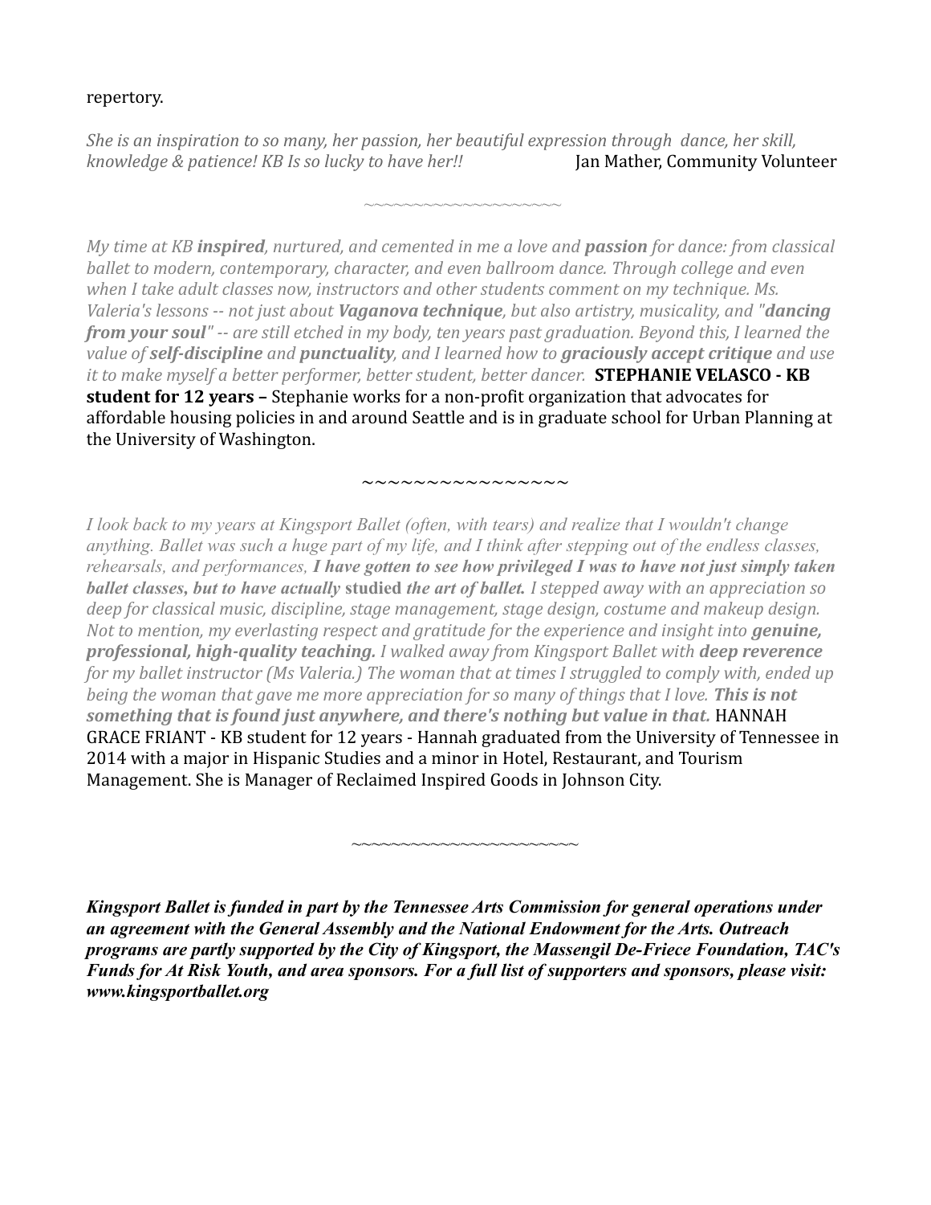repertory.

*She is an inspiration to so many, her passion, her beautiful expression through dance, her skill, knowledge & patience! KB Is so lucky to have her!!* Jan Mather, Community Volunteer

~~~~~~~~~~~~~~~~~~~~~~

*My time at KB **inspired**, nurtured, and cemented in me a love and **passion** for dance: from classical ballet to modern, contemporary, character, and even ballroom dance. Through college and even when I take adult classes now, instructors and other students comment on my technique. Ms. Valeria's lessons -- not just about **Vaganova technique**, but also artistry, musicality, and "**dancing from your soul**" -- are still etched in my body, ten years past graduation. Beyond this, I learned the value of **self-discipline** and **punctuality**, and I learned how to **graciously accept critique** and use it to make myself a better performer, better student, better dancer.* **STEPHANIE VELASCO - KB student for 12 years –** Stephanie works for a non-profit organization that advocates for affordable housing policies in and around Seattle and is in graduate school for Urban Planning at the University of Washington.

~~~~~~~~~~~~~~~~

*I look back to my years at Kingsport Ballet (often, with tears) and realize that I wouldn't change anything. Ballet was such a huge part of my life, and I think after stepping out of the endless classes, rehearsals, and performances, **I have gotten to see how privileged I was to have not just simply taken ballet classes, but to have actually** **studied** **the art of ballet.** I stepped away with an appreciation so deep for classical music, discipline, stage management, stage design, costume and makeup design. Not to mention, my everlasting respect and gratitude for the experience and insight into **genuine, professional, high-quality teaching.** I walked away from Kingsport Ballet with **deep reverence** for my ballet instructor (Ms Valeria.) The woman that at times I struggled to comply with, ended up being the woman that gave me more appreciation for so many of things that I love. **This is not something that is found just anywhere, and there's nothing but value in that.*** HANNAH GRACE FRIANT - KB student for 12 years - Hannah graduated from the University of Tennessee in 2014 with a major in Hispanic Studies and a minor in Hotel, Restaurant, and Tourism Management. She is Manager of Reclaimed Inspired Goods in Johnson City.

~~~~~~~~~~~~~~~~~~~~~~~~

***Kingsport Ballet is funded in part by the Tennessee Arts Commission for general operations under an agreement with the General Assembly and the National Endowment for the Arts. Outreach programs are partly supported by the City of Kingsport, the Massengil De-Friece Foundation, TAC's Funds for At Risk Youth, and area sponsors. For a full list of supporters and sponsors, please visit: www.kingsportballet.org***